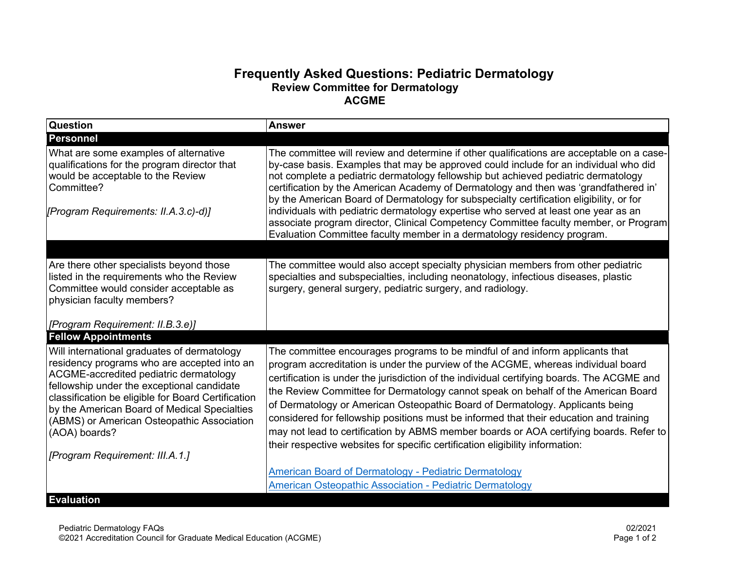# Frequently Asked Questions: Pediatric Dermatology

### Review Committee for Dermatology
### ACGME

| Question | Answer |
|---|---|
| **Personnel** | |
| What are some examples of alternative qualifications for the program director that would be acceptable to the Review Committee?<br><br>*[Program Requirements: II.A.3.c)-d)]* | The committee will review and determine if other qualifications are acceptable on a case-by-case basis. Examples that may be approved could include for an individual who did not complete a pediatric dermatology fellowship but achieved pediatric dermatology certification by the American Academy of Dermatology and then was 'grandfathered in' by the American Board of Dermatology for subspecialty certification eligibility, or for individuals with pediatric dermatology expertise who served at least one year as an associate program director, Clinical Competency Committee faculty member, or Program Evaluation Committee faculty member in a dermatology residency program. |
| | |
| Are there other specialists beyond those listed in the requirements who the Review Committee would consider acceptable as physician faculty members?<br><br>*[Program Requirement: II.B.3.e)]* | The committee would also accept specialty physician members from other pediatric specialties and subspecialties, including neonatology, infectious diseases, plastic surgery, general surgery, pediatric surgery, and radiology. |
| **Fellow Appointments** | |
| Will international graduates of dermatology residency programs who are accepted into an ACGME-accredited pediatric dermatology fellowship under the exceptional candidate classification be eligible for Board Certification by the American Board of Medical Specialties (ABMS) or American Osteopathic Association (AOA) boards?<br><br>*[Program Requirement: III.A.1.]* | The committee encourages programs to be mindful of and inform applicants that program accreditation is under the purview of the ACGME, whereas individual board certification is under the jurisdiction of the individual certifying boards. The ACGME and the Review Committee for Dermatology cannot speak on behalf of the American Board of Dermatology or American Osteopathic Board of Dermatology. Applicants being considered for fellowship positions must be informed that their education and training may not lead to certification by ABMS member boards or AOA certifying boards. Refer to their respective websites for specific certification eligibility information:<br><br>American Board of Dermatology - Pediatric Dermatology<br>American Osteopathic Association - Pediatric Dermatology |
| **Evaluation** | |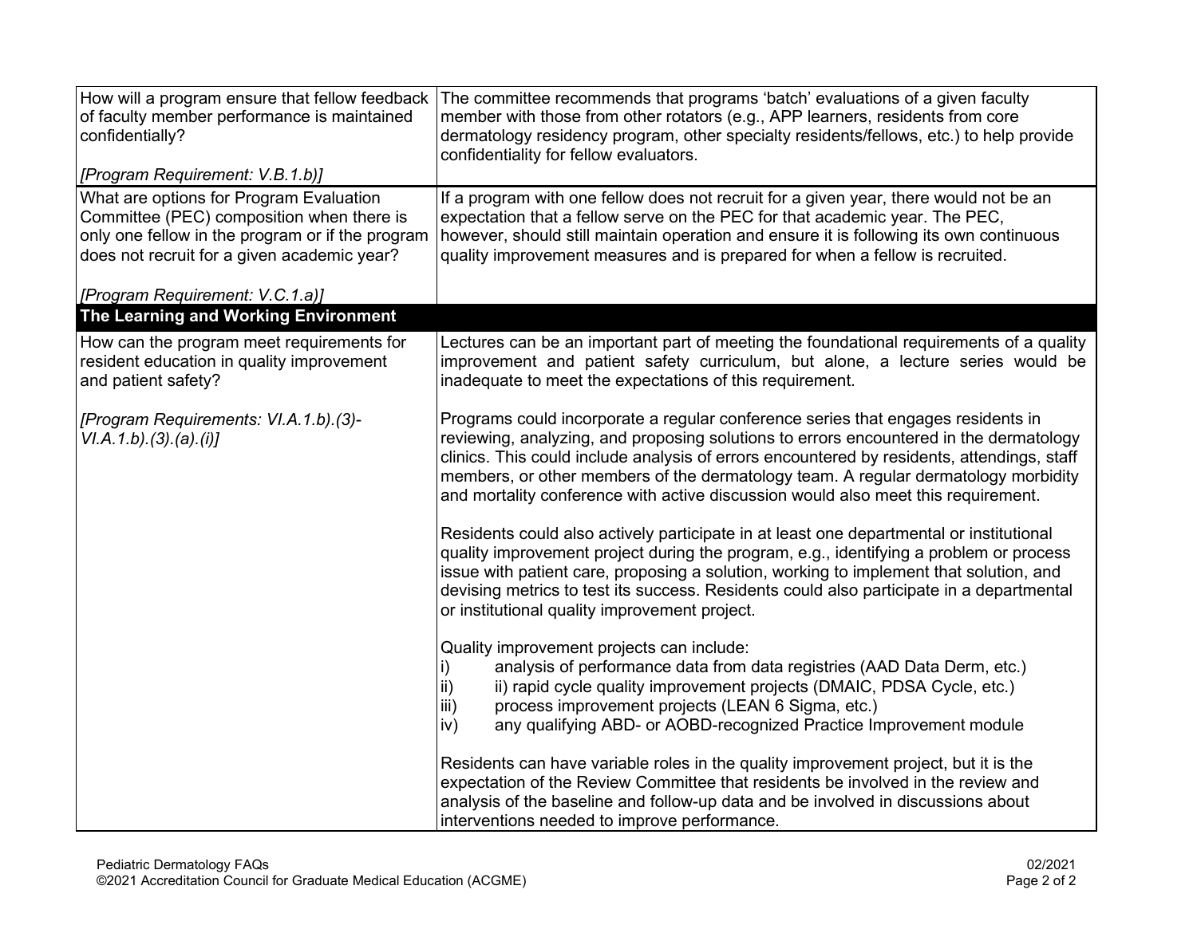| | |
|---|---|
| How will a program ensure that fellow feedback of faculty member performance is maintained confidentially?<br><br>*[Program Requirement: V.B.1.b)]* | The committee recommends that programs 'batch' evaluations of a given faculty member with those from other rotators (e.g., APP learners, residents from core dermatology residency program, other specialty residents/fellows, etc.) to help provide confidentiality for fellow evaluators. |
| What are options for Program Evaluation Committee (PEC) composition when there is only one fellow in the program or if the program does not recruit for a given academic year?<br><br>*[Program Requirement: V.C.1.a)]* | If a program with one fellow does not recruit for a given year, there would not be an expectation that a fellow serve on the PEC for that academic year. The PEC, however, should still maintain operation and ensure it is following its own continuous quality improvement measures and is prepared for when a fellow is recruited. |
| **The Learning and Working Environment** | |
| How can the program meet requirements for resident education in quality improvement and patient safety?<br><br>*[Program Requirements: VI.A.1.b).(3)-VI.A.1.b).(3).(a).(i)]* | Lectures can be an important part of meeting the foundational requirements of a quality improvement and patient safety curriculum, but alone, a lecture series would be inadequate to meet the expectations of this requirement.<br><br>Programs could incorporate a regular conference series that engages residents in reviewing, analyzing, and proposing solutions to errors encountered in the dermatology clinics. This could include analysis of errors encountered by residents, attendings, staff members, or other members of the dermatology team. A regular dermatology morbidity and mortality conference with active discussion would also meet this requirement.<br><br>Residents could also actively participate in at least one departmental or institutional quality improvement project during the program, e.g., identifying a problem or process issue with patient care, proposing a solution, working to implement that solution, and devising metrics to test its success. Residents could also participate in a departmental or institutional quality improvement project.<br><br>Quality improvement projects can include:<br>i) analysis of performance data from data registries (AAD Data Derm, etc.)<br>ii) ii) rapid cycle quality improvement projects (DMAIC, PDSA Cycle, etc.)<br>iii) process improvement projects (LEAN 6 Sigma, etc.)<br>iv) any qualifying ABD- or AOBD-recognized Practice Improvement module<br><br>Residents can have variable roles in the quality improvement project, but it is the expectation of the Review Committee that residents be involved in the review and analysis of the baseline and follow-up data and be involved in discussions about interventions needed to improve performance. |